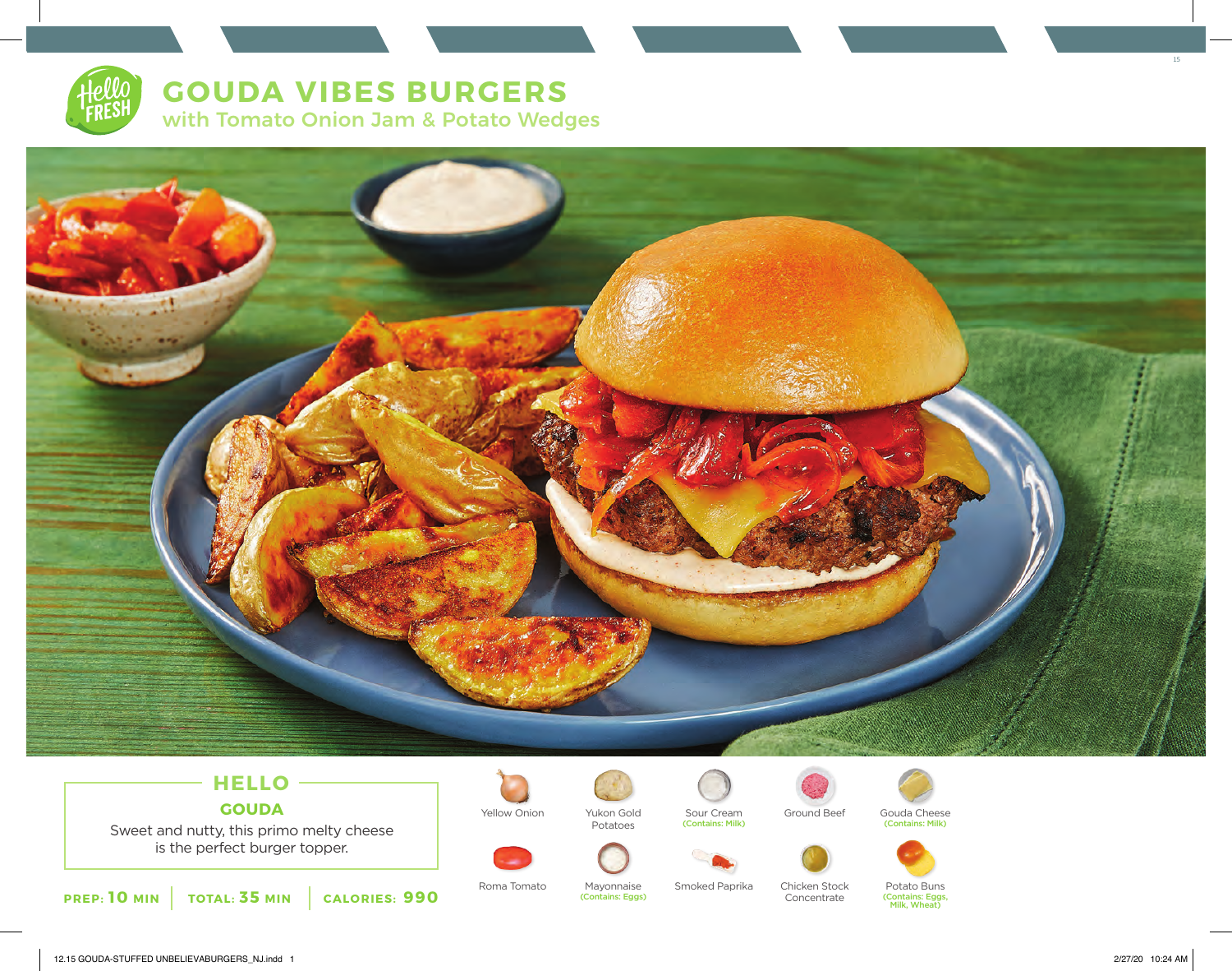# GOUDA VIBES BURGERS

## with Tomato Onion Jam & Potato Wedges

### HELLO GOUDA

Sweet and nutty, this primo melty cheese is the perfect burger topper.

**PREP: 10 MIN** | **TOTAL: 35 MIN** | **CALORIES: 990**

- Yellow Onion
- Yukon Gold Potatoes
- Sour Cream (Contains: Milk)
- Ground Beef
- Gouda Cheese (Contains: Milk)
- Roma Tomato
- Mayonnaise (Contains: Eggs)
- Smoked Paprika
- Chicken Stock Concentrate
- Potato Buns (Contains: Eggs, Milk, Wheat)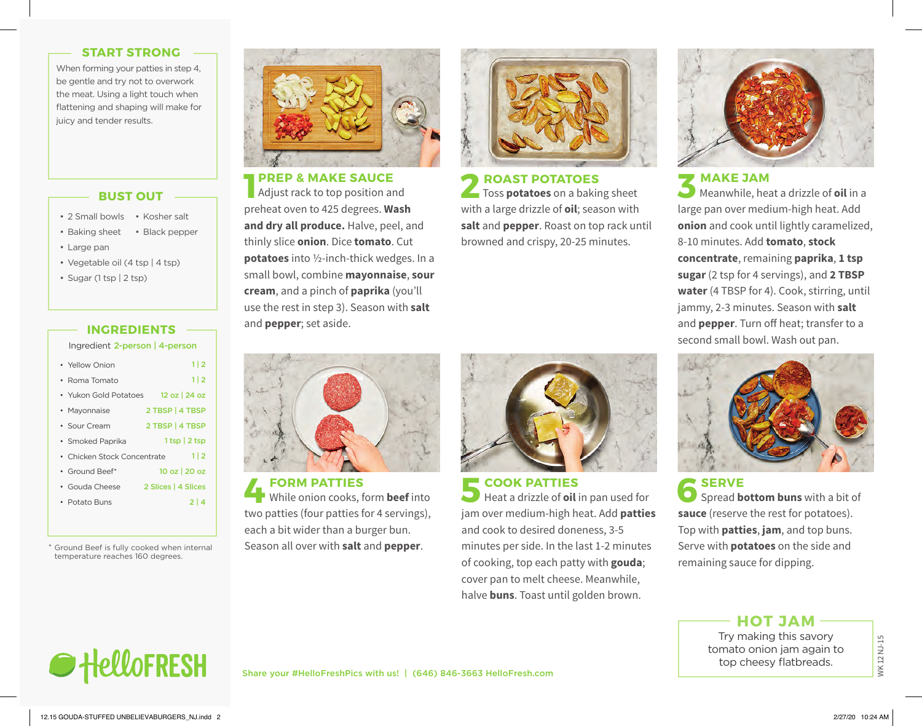## START STRONG

When forming your patties in step 4, be gentle and try not to overwork the meat. Using a light touch when flattening and shaping will make for juicy and tender results.

## BUST OUT

- 2 Small bowls
- Baking sheet
- Large pan
- Vegetable oil (4 tsp | 4 tsp)
- Sugar (1 tsp | 2 tsp)
- Kosher salt
- Black pepper

## INGREDIENTS

| Ingredient | 2-person \| 4-person |
|---|---|
| Yellow Onion | 1 \| 2 |
| Roma Tomato | 1 \| 2 |
| Yukon Gold Potatoes | 12 oz \| 24 oz |
| Mayonnaise | 2 TBSP \| 4 TBSP |
| Sour Cream | 2 TBSP \| 4 TBSP |
| Smoked Paprika | 1 tsp \| 2 tsp |
| Chicken Stock Concentrate | 1 \| 2 |
| Ground Beef* | 10 oz \| 20 oz |
| Gouda Cheese | 2 Slices \| 4 Slices |
| Potato Buns | 2 \| 4 |

\* Ground Beef is fully cooked when internal temperature reaches 160 degrees.

## 1 PREP & MAKE SAUCE

Adjust rack to top position and preheat oven to 425 degrees. **Wash and dry all produce.** Halve, peel, and thinly slice **onion**. Dice **tomato**. Cut **potatoes** into ½-inch-thick wedges. In a small bowl, combine **mayonnaise**, **sour cream**, and a pinch of **paprika** (you'll use the rest in step 3). Season with **salt** and **pepper**; set aside.

## 2 ROAST POTATOES

Toss **potatoes** on a baking sheet with a large drizzle of **oil**; season with **salt** and **pepper**. Roast on top rack until browned and crispy, 20-25 minutes.

## 3 MAKE JAM

Meanwhile, heat a drizzle of **oil** in a large pan over medium-high heat. Add **onion** and cook until lightly caramelized, 8-10 minutes. Add **tomato**, **stock concentrate**, remaining **paprika**, **1 tsp sugar** (2 tsp for 4 servings), and **2 TBSP water** (4 TBSP for 4). Cook, stirring, until jammy, 2-3 minutes. Season with **salt** and **pepper**. Turn off heat; transfer to a second small bowl. Wash out pan.

## 4 FORM PATTIES

While onion cooks, form **beef** into two patties (four patties for 4 servings), each a bit wider than a burger bun. Season all over with **salt** and **pepper**.

## 5 COOK PATTIES

Heat a drizzle of **oil** in pan used for jam over medium-high heat. Add **patties** and cook to desired doneness, 3-5 minutes per side. In the last 1-2 minutes of cooking, top each patty with **gouda**; cover pan to melt cheese. Meanwhile, halve **buns**. Toast until golden brown.

## 6 SERVE

Spread **bottom buns** with a bit of **sauce** (reserve the rest for potatoes). Top with **patties**, **jam**, and top buns. Serve with **potatoes** on the side and remaining sauce for dipping.

## HOT JAM

Try making this savory tomato onion jam again to top cheesy flatbreads.

HelloFRESH

Share your #HelloFreshPics with us! | (646) 846-3663 HelloFresh.com

WK 12 NJ-15